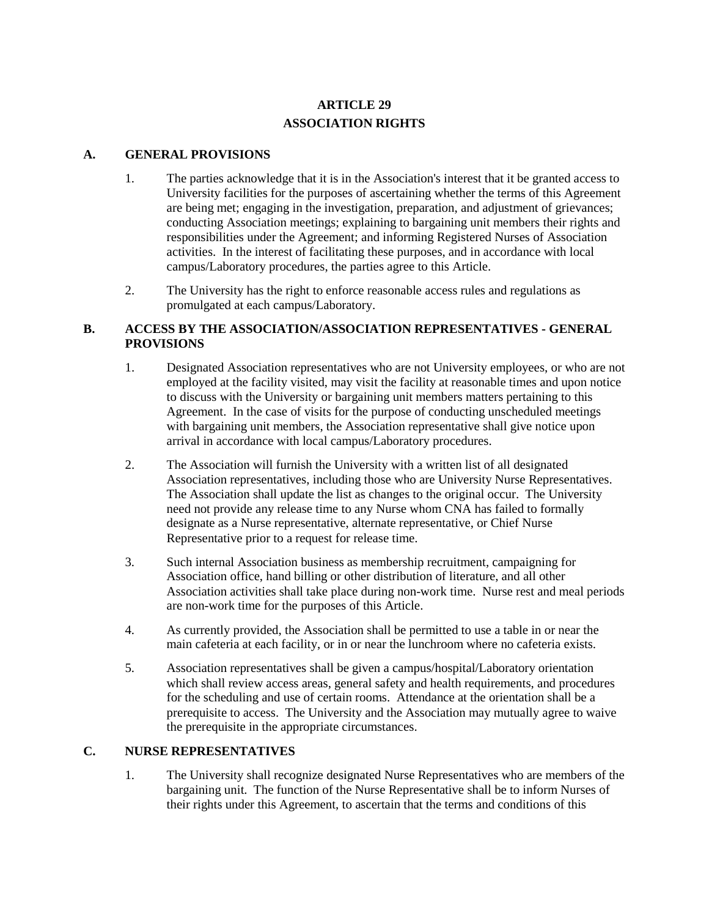# ARTICLE 29
# ASSOCIATION RIGHTS

## A. GENERAL PROVISIONS

1. The parties acknowledge that it is in the Association's interest that it be granted access to University facilities for the purposes of ascertaining whether the terms of this Agreement are being met; engaging in the investigation, preparation, and adjustment of grievances; conducting Association meetings; explaining to bargaining unit members their rights and responsibilities under the Agreement; and informing Registered Nurses of Association activities. In the interest of facilitating these purposes, and in accordance with local campus/Laboratory procedures, the parties agree to this Article.

2. The University has the right to enforce reasonable access rules and regulations as promulgated at each campus/Laboratory.

## B. ACCESS BY THE ASSOCIATION/ASSOCIATION REPRESENTATIVES - GENERAL PROVISIONS

1. Designated Association representatives who are not University employees, or who are not employed at the facility visited, may visit the facility at reasonable times and upon notice to discuss with the University or bargaining unit members matters pertaining to this Agreement. In the case of visits for the purpose of conducting unscheduled meetings with bargaining unit members, the Association representative shall give notice upon arrival in accordance with local campus/Laboratory procedures.

2. The Association will furnish the University with a written list of all designated Association representatives, including those who are University Nurse Representatives. The Association shall update the list as changes to the original occur. The University need not provide any release time to any Nurse whom CNA has failed to formally designate as a Nurse representative, alternate representative, or Chief Nurse Representative prior to a request for release time.

3. Such internal Association business as membership recruitment, campaigning for Association office, hand billing or other distribution of literature, and all other Association activities shall take place during non-work time. Nurse rest and meal periods are non-work time for the purposes of this Article.

4. As currently provided, the Association shall be permitted to use a table in or near the main cafeteria at each facility, or in or near the lunchroom where no cafeteria exists.

5. Association representatives shall be given a campus/hospital/Laboratory orientation which shall review access areas, general safety and health requirements, and procedures for the scheduling and use of certain rooms. Attendance at the orientation shall be a prerequisite to access. The University and the Association may mutually agree to waive the prerequisite in the appropriate circumstances.

## C. NURSE REPRESENTATIVES

1. The University shall recognize designated Nurse Representatives who are members of the bargaining unit. The function of the Nurse Representative shall be to inform Nurses of their rights under this Agreement, to ascertain that the terms and conditions of this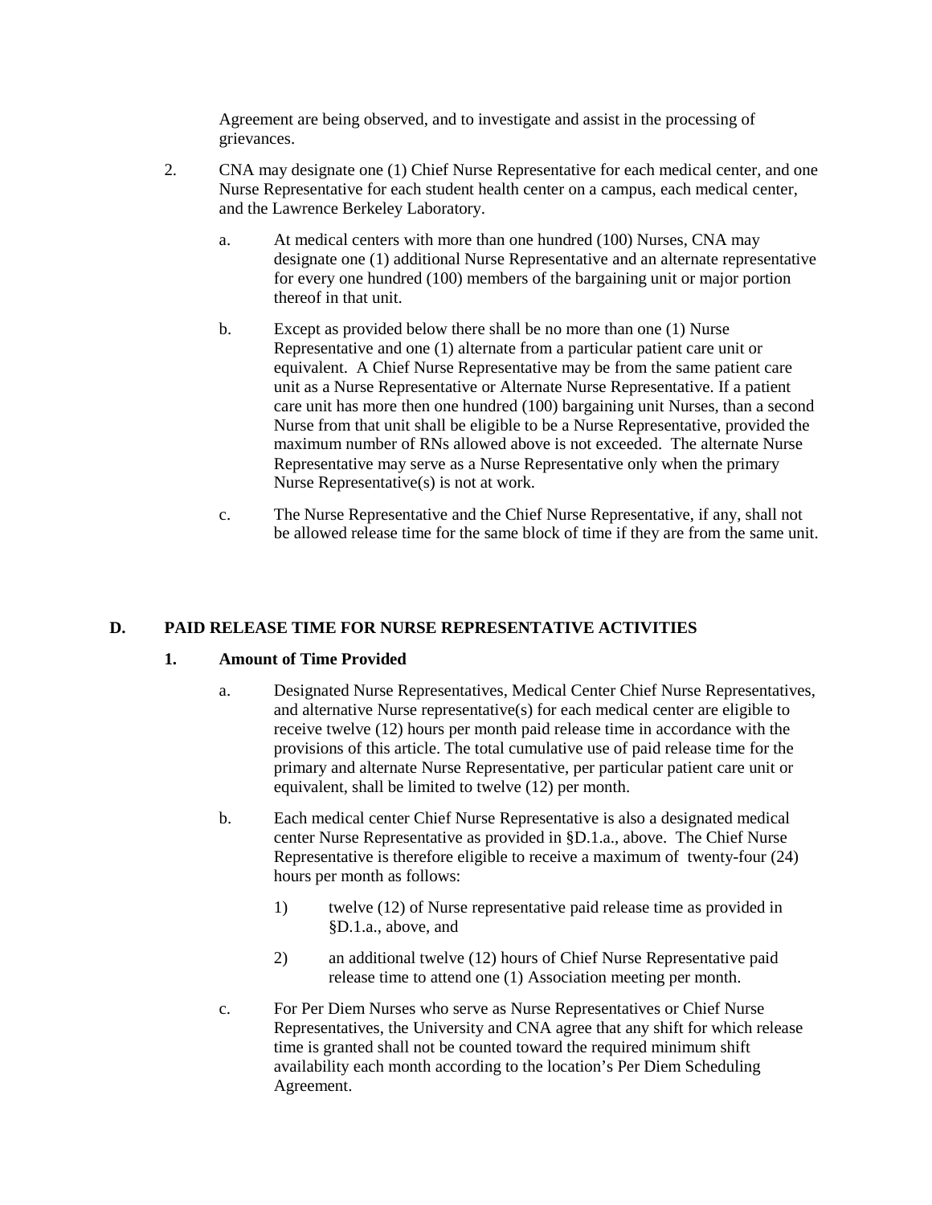Agreement are being observed, and to investigate and assist in the processing of grievances.

2. CNA may designate one (1) Chief Nurse Representative for each medical center, and one Nurse Representative for each student health center on a campus, each medical center, and the Lawrence Berkeley Laboratory.

   a. At medical centers with more than one hundred (100) Nurses, CNA may designate one (1) additional Nurse Representative and an alternate representative for every one hundred (100) members of the bargaining unit or major portion thereof in that unit.

   b. Except as provided below there shall be no more than one (1) Nurse Representative and one (1) alternate from a particular patient care unit or equivalent. A Chief Nurse Representative may be from the same patient care unit as a Nurse Representative or Alternate Nurse Representative. If a patient care unit has more then one hundred (100) bargaining unit Nurses, than a second Nurse from that unit shall be eligible to be a Nurse Representative, provided the maximum number of RNs allowed above is not exceeded. The alternate Nurse Representative may serve as a Nurse Representative only when the primary Nurse Representative(s) is not at work.

   c. The Nurse Representative and the Chief Nurse Representative, if any, shall not be allowed release time for the same block of time if they are from the same unit.

## D. PAID RELEASE TIME FOR NURSE REPRESENTATIVE ACTIVITIES

### 1. Amount of Time Provided

a. Designated Nurse Representatives, Medical Center Chief Nurse Representatives, and alternative Nurse representative(s) for each medical center are eligible to receive twelve (12) hours per month paid release time in accordance with the provisions of this article. The total cumulative use of paid release time for the primary and alternate Nurse Representative, per particular patient care unit or equivalent, shall be limited to twelve (12) per month.

b. Each medical center Chief Nurse Representative is also a designated medical center Nurse Representative as provided in §D.1.a., above. The Chief Nurse Representative is therefore eligible to receive a maximum of twenty-four (24) hours per month as follows:

   1) twelve (12) of Nurse representative paid release time as provided in §D.1.a., above, and

   2) an additional twelve (12) hours of Chief Nurse Representative paid release time to attend one (1) Association meeting per month.

c. For Per Diem Nurses who serve as Nurse Representatives or Chief Nurse Representatives, the University and CNA agree that any shift for which release time is granted shall not be counted toward the required minimum shift availability each month according to the location's Per Diem Scheduling Agreement.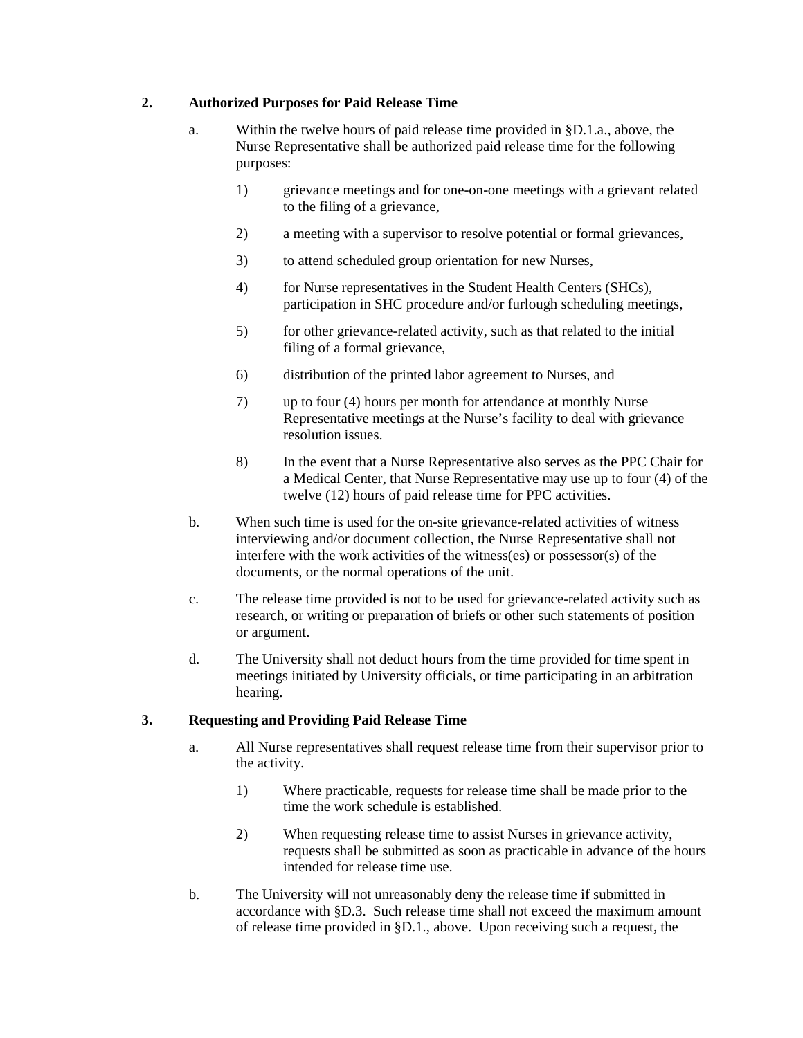### 2. Authorized Purposes for Paid Release Time

a. Within the twelve hours of paid release time provided in §D.1.a., above, the Nurse Representative shall be authorized paid release time for the following purposes:

   1) grievance meetings and for one-on-one meetings with a grievant related to the filing of a grievance,

   2) a meeting with a supervisor to resolve potential or formal grievances,

   3) to attend scheduled group orientation for new Nurses,

   4) for Nurse representatives in the Student Health Centers (SHCs), participation in SHC procedure and/or furlough scheduling meetings,

   5) for other grievance-related activity, such as that related to the initial filing of a formal grievance,

   6) distribution of the printed labor agreement to Nurses, and

   7) up to four (4) hours per month for attendance at monthly Nurse Representative meetings at the Nurse's facility to deal with grievance resolution issues.

   8) In the event that a Nurse Representative also serves as the PPC Chair for a Medical Center, that Nurse Representative may use up to four (4) of the twelve (12) hours of paid release time for PPC activities.

b. When such time is used for the on-site grievance-related activities of witness interviewing and/or document collection, the Nurse Representative shall not interfere with the work activities of the witness(es) or possessor(s) of the documents, or the normal operations of the unit.

c. The release time provided is not to be used for grievance-related activity such as research, or writing or preparation of briefs or other such statements of position or argument.

d. The University shall not deduct hours from the time provided for time spent in meetings initiated by University officials, or time participating in an arbitration hearing.

### 3. Requesting and Providing Paid Release Time

a. All Nurse representatives shall request release time from their supervisor prior to the activity.

   1) Where practicable, requests for release time shall be made prior to the time the work schedule is established.

   2) When requesting release time to assist Nurses in grievance activity, requests shall be submitted as soon as practicable in advance of the hours intended for release time use.

b. The University will not unreasonably deny the release time if submitted in accordance with §D.3. Such release time shall not exceed the maximum amount of release time provided in §D.1., above. Upon receiving such a request, the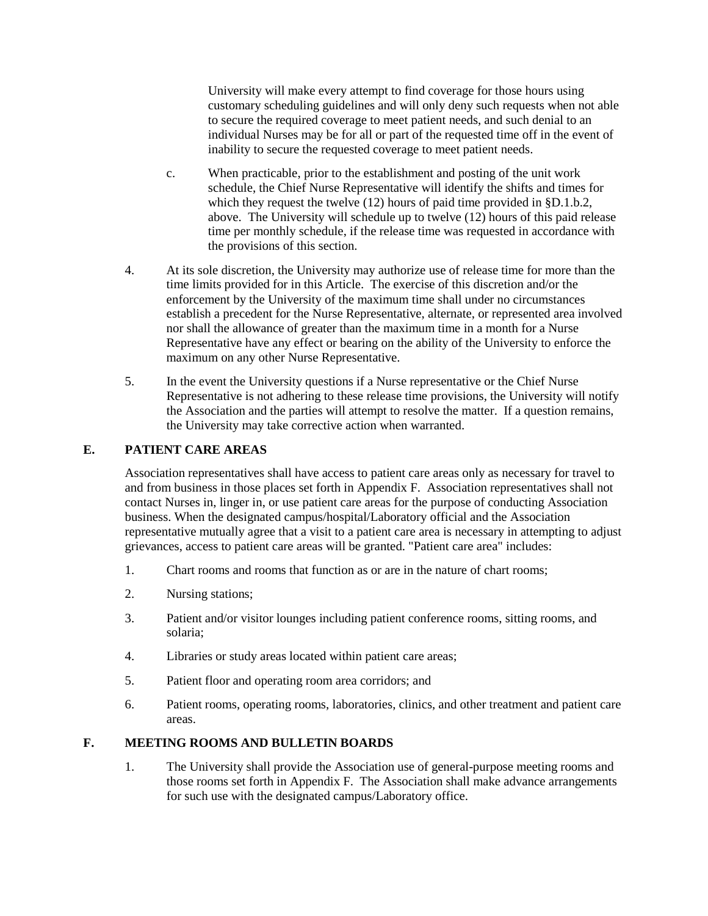University will make every attempt to find coverage for those hours using customary scheduling guidelines and will only deny such requests when not able to secure the required coverage to meet patient needs, and such denial to an individual Nurses may be for all or part of the requested time off in the event of inability to secure the requested coverage to meet patient needs.

c. When practicable, prior to the establishment and posting of the unit work schedule, the Chief Nurse Representative will identify the shifts and times for which they request the twelve (12) hours of paid time provided in §D.1.b.2, above. The University will schedule up to twelve (12) hours of this paid release time per monthly schedule, if the release time was requested in accordance with the provisions of this section.

4. At its sole discretion, the University may authorize use of release time for more than the time limits provided for in this Article. The exercise of this discretion and/or the enforcement by the University of the maximum time shall under no circumstances establish a precedent for the Nurse Representative, alternate, or represented area involved nor shall the allowance of greater than the maximum time in a month for a Nurse Representative have any effect or bearing on the ability of the University to enforce the maximum on any other Nurse Representative.

5. In the event the University questions if a Nurse representative or the Chief Nurse Representative is not adhering to these release time provisions, the University will notify the Association and the parties will attempt to resolve the matter. If a question remains, the University may take corrective action when warranted.

## E. PATIENT CARE AREAS

Association representatives shall have access to patient care areas only as necessary for travel to and from business in those places set forth in Appendix F. Association representatives shall not contact Nurses in, linger in, or use patient care areas for the purpose of conducting Association business. When the designated campus/hospital/Laboratory official and the Association representative mutually agree that a visit to a patient care area is necessary in attempting to adjust grievances, access to patient care areas will be granted. "Patient care area" includes:

1. Chart rooms and rooms that function as or are in the nature of chart rooms;
2. Nursing stations;
3. Patient and/or visitor lounges including patient conference rooms, sitting rooms, and solaria;
4. Libraries or study areas located within patient care areas;
5. Patient floor and operating room area corridors; and
6. Patient rooms, operating rooms, laboratories, clinics, and other treatment and patient care areas.

## F. MEETING ROOMS AND BULLETIN BOARDS

1. The University shall provide the Association use of general-purpose meeting rooms and those rooms set forth in Appendix F. The Association shall make advance arrangements for such use with the designated campus/Laboratory office.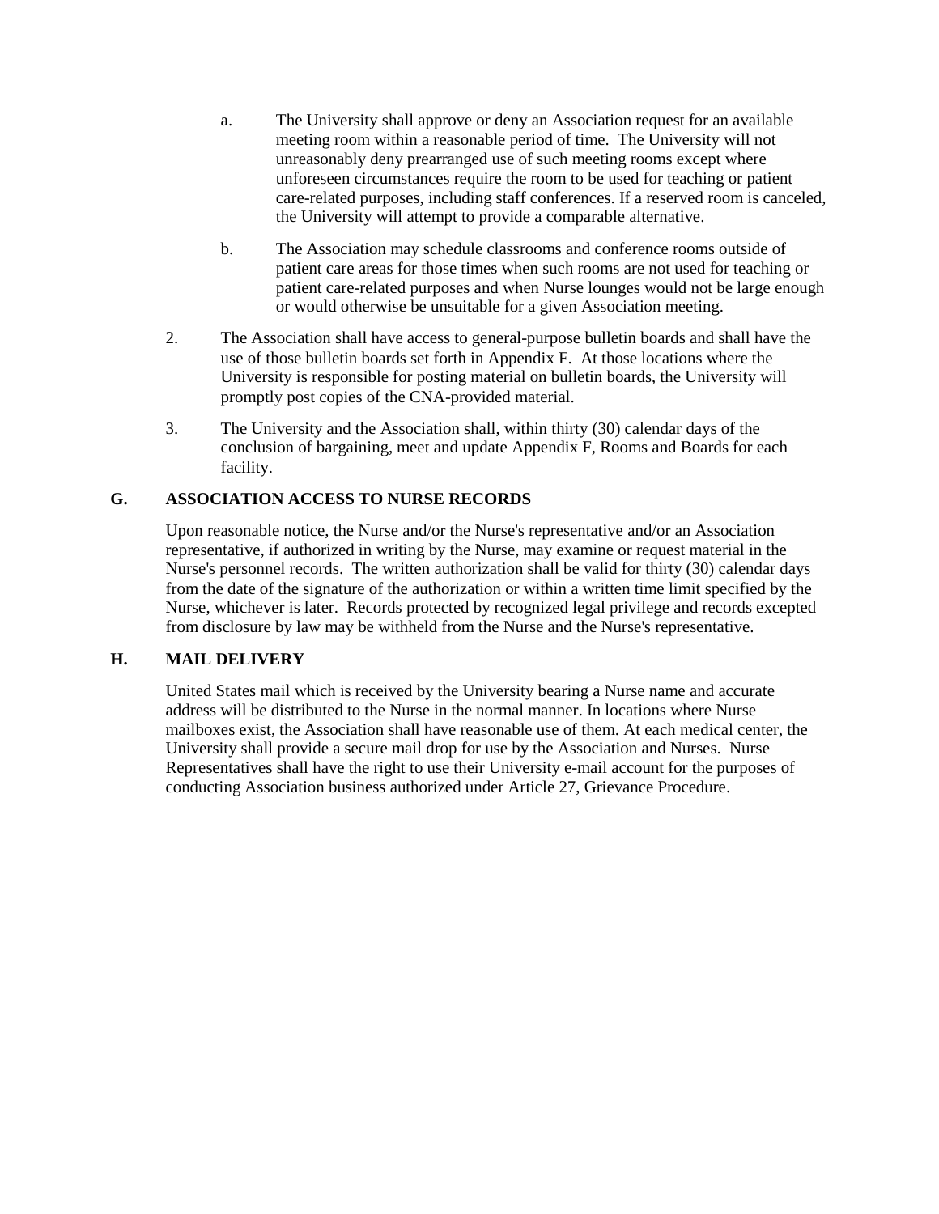a. The University shall approve or deny an Association request for an available meeting room within a reasonable period of time. The University will not unreasonably deny prearranged use of such meeting rooms except where unforeseen circumstances require the room to be used for teaching or patient care-related purposes, including staff conferences. If a reserved room is canceled, the University will attempt to provide a comparable alternative.

b. The Association may schedule classrooms and conference rooms outside of patient care areas for those times when such rooms are not used for teaching or patient care-related purposes and when Nurse lounges would not be large enough or would otherwise be unsuitable for a given Association meeting.

2. The Association shall have access to general-purpose bulletin boards and shall have the use of those bulletin boards set forth in Appendix F. At those locations where the University is responsible for posting material on bulletin boards, the University will promptly post copies of the CNA-provided material.

3. The University and the Association shall, within thirty (30) calendar days of the conclusion of bargaining, meet and update Appendix F, Rooms and Boards for each facility.

### G. ASSOCIATION ACCESS TO NURSE RECORDS

Upon reasonable notice, the Nurse and/or the Nurse's representative and/or an Association representative, if authorized in writing by the Nurse, may examine or request material in the Nurse's personnel records. The written authorization shall be valid for thirty (30) calendar days from the date of the signature of the authorization or within a written time limit specified by the Nurse, whichever is later. Records protected by recognized legal privilege and records excepted from disclosure by law may be withheld from the Nurse and the Nurse's representative.

### H. MAIL DELIVERY

United States mail which is received by the University bearing a Nurse name and accurate address will be distributed to the Nurse in the normal manner. In locations where Nurse mailboxes exist, the Association shall have reasonable use of them. At each medical center, the University shall provide a secure mail drop for use by the Association and Nurses. Nurse Representatives shall have the right to use their University e-mail account for the purposes of conducting Association business authorized under Article 27, Grievance Procedure.